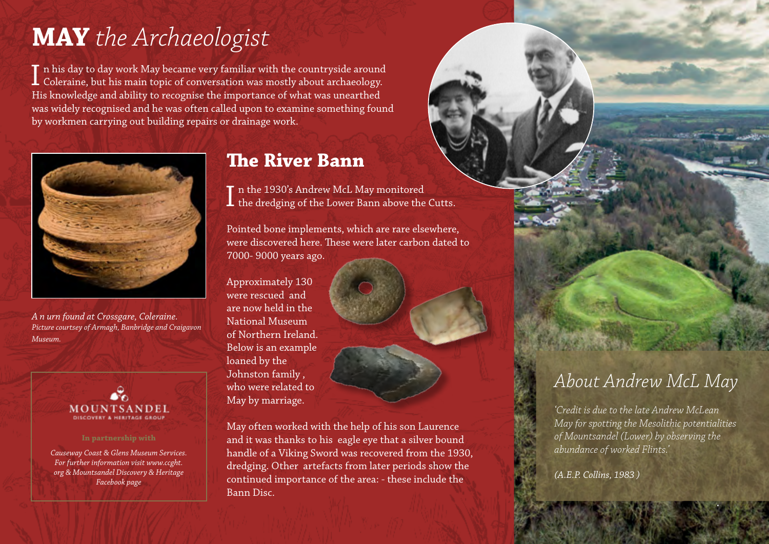# **MAY** *the Archaeologist*

In his day to day work May became very familiar with the countryside around Coleraine, but his main topic of conversation was mostly about archaeology. His knowledge and ability to recognise the importance of what was unearthed was widely recognised and he was often called upon to examine something found by workmen carrying out building repairs or drainage work.

*A n urn found at Crossgare, Coleraine.*
*Picture courtsey of Armagh, Banbridge and Craigavon Museum.*

MOUNTSANDEL
DISCOVERY & HERITAGE GROUP

In partnership with

*Causeway Coast & Glens Museum Services. For further information visit www.ccght.org & Mountsandel Discovery & Heritage Facebook page*

## The River Bann

In the 1930's Andrew McL May monitored the dredging of the Lower Bann above the Cutts.

Pointed bone implements, which are rare elsewhere, were discovered here. These were later carbon dated to 7000- 9000 years ago.

Approximately 130 were rescued and are now held in the National Museum of Northern Ireland. Below is an example loaned by the Johnston family , who were related to May by marriage.

May often worked with the help of his son Laurence and it was thanks to his eagle eye that a silver bound handle of a Viking Sword was recovered from the 1930, dredging. Other artefacts from later periods show the continued importance of the area: - these include the Bann Disc.

## *About Andrew McL May*

*'Credit is due to the late Andrew McLean May for spotting the Mesolithic potentialities of Mountsandel (Lower) by observing the abundance of worked Flints.'*

*(A.E.P. Collins, 1983 )*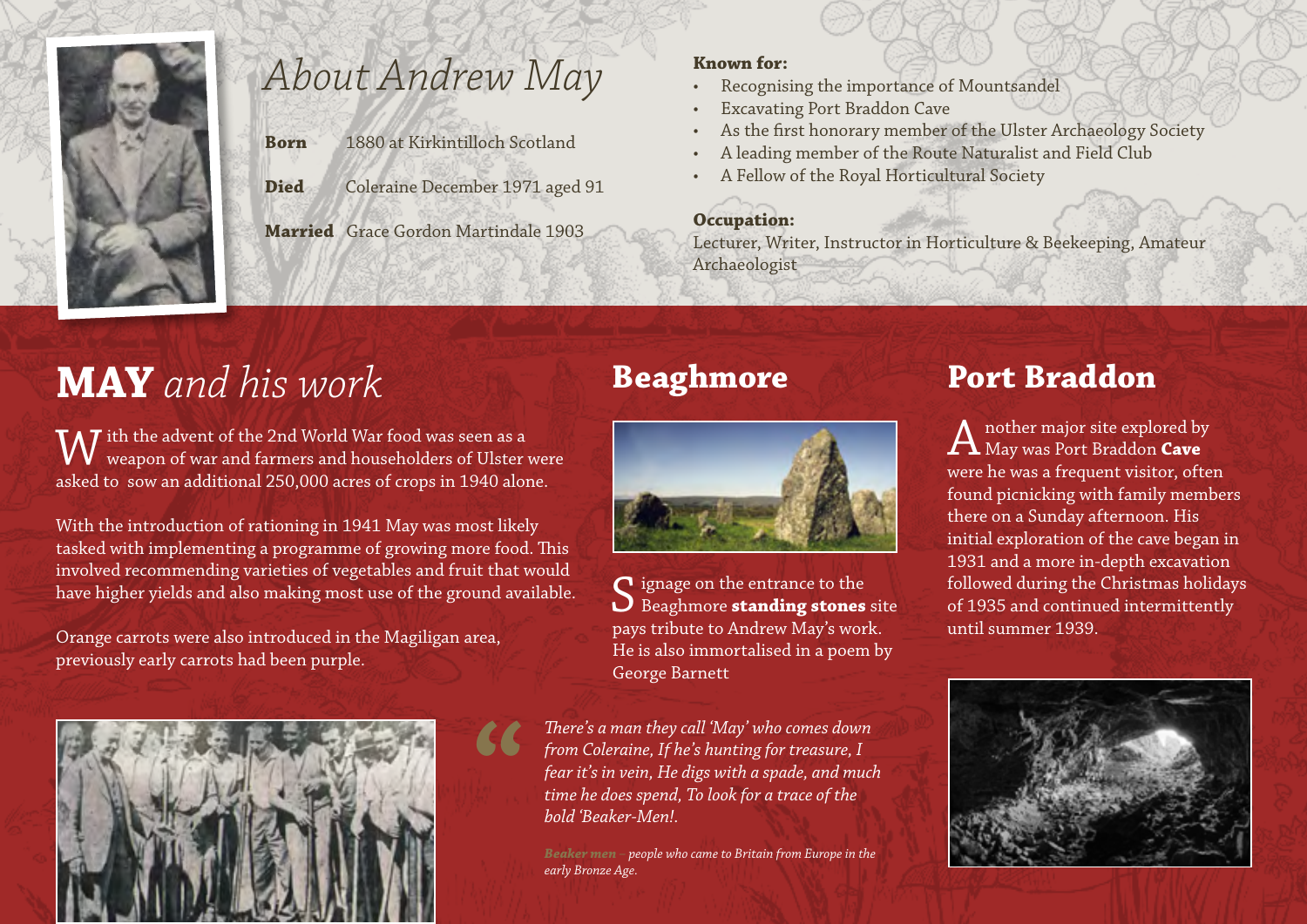# About Andrew May

**Born** 1880 at Kirkintilloch Scotland

**Died** Coleraine December 1971 aged 91

**Married** Grace Gordon Martindale 1903

**Known for:**

- Recognising the importance of Mountsandel
- Excavating Port Braddon Cave
- As the first honorary member of the Ulster Archaeology Society
- A leading member of the Route Naturalist and Field Club
- A Fellow of the Royal Horticultural Society

**Occupation:**
Lecturer, Writer, Instructor in Horticulture & Beekeeping, Amateur Archaeologist

## MAY *and his work*

With the advent of the 2nd World War food was seen as a weapon of war and farmers and householders of Ulster were asked to sow an additional 250,000 acres of crops in 1940 alone.

With the introduction of rationing in 1941 May was most likely tasked with implementing a programme of growing more food. This involved recommending varieties of vegetables and fruit that would have higher yields and also making most use of the ground available.

Orange carrots were also introduced in the Magiligan area, previously early carrots had been purple.

## Beaghmore

Signage on the entrance to the Beaghmore **standing stones** site pays tribute to Andrew May's work. He is also immortalised in a poem by George Barnett

*There's a man they call 'May' who comes down from Coleraine, If he's hunting for treasure, I fear it's in vein, He digs with a spade, and much time he does spend, To look for a trace of the bold 'Beaker-Men!.*

***Beaker men*** *– people who came to Britain from Europe in the early Bronze Age.*

## Port Braddon

Another major site explored by May was Port Braddon **Cave** were he was a frequent visitor, often found picnicking with family members there on a Sunday afternoon. His initial exploration of the cave began in 1931 and a more in-depth excavation followed during the Christmas holidays of 1935 and continued intermittently until summer 1939.